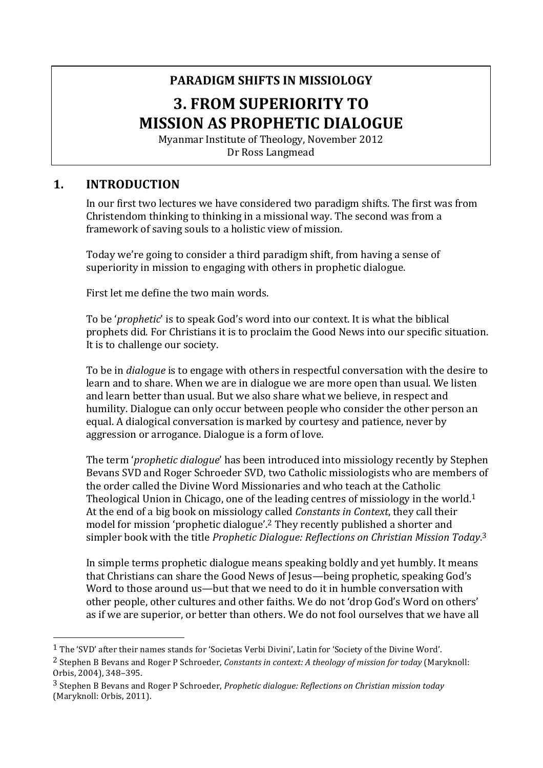**PARADIGM SHIFTS IN MISSIOLOGY**

# 3. FROM SUPERIORITY TO MISSION AS PROPHETIC DIALOGUE

Myanmar Institute of Theology, November 2012
Dr Ross Langmead

## 1. INTRODUCTION

In our first two lectures we have considered two paradigm shifts. The first was from Christendom thinking to thinking in a missional way. The second was from a framework of saving souls to a holistic view of mission.

Today we're going to consider a third paradigm shift, from having a sense of superiority in mission to engaging with others in prophetic dialogue.

First let me define the two main words.

To be '*prophetic*' is to speak God's word into our context. It is what the biblical prophets did. For Christians it is to proclaim the Good News into our specific situation. It is to challenge our society.

To be in *dialogue* is to engage with others in respectful conversation with the desire to learn and to share. When we are in dialogue we are more open than usual. We listen and learn better than usual. But we also share what we believe, in respect and humility. Dialogue can only occur between people who consider the other person an equal. A dialogical conversation is marked by courtesy and patience, never by aggression or arrogance. Dialogue is a form of love.

The term '*prophetic dialogue*' has been introduced into missiology recently by Stephen Bevans SVD and Roger Schroeder SVD, two Catholic missiologists who are members of the order called the Divine Word Missionaries and who teach at the Catholic Theological Union in Chicago, one of the leading centres of missiology in the world.[1] At the end of a big book on missiology called *Constants in Context*, they call their model for mission 'prophetic dialogue'.[2] They recently published a shorter and simpler book with the title *Prophetic Dialogue: Reflections on Christian Mission Today*.[3]

In simple terms prophetic dialogue means speaking boldly and yet humbly. It means that Christians can share the Good News of Jesus—being prophetic, speaking God's Word to those around us—but that we need to do it in humble conversation with other people, other cultures and other faiths. We do not 'drop God's Word on others' as if we are superior, or better than others. We do not fool ourselves that we have all

---

[1] The 'SVD' after their names stands for 'Societas Verbi Divini', Latin for 'Society of the Divine Word'.

[2] Stephen B Bevans and Roger P Schroeder, *Constants in context: A theology of mission for today* (Maryknoll: Orbis, 2004), 348–395.

[3] Stephen B Bevans and Roger P Schroeder, *Prophetic dialogue: Reflections on Christian mission today* (Maryknoll: Orbis, 2011).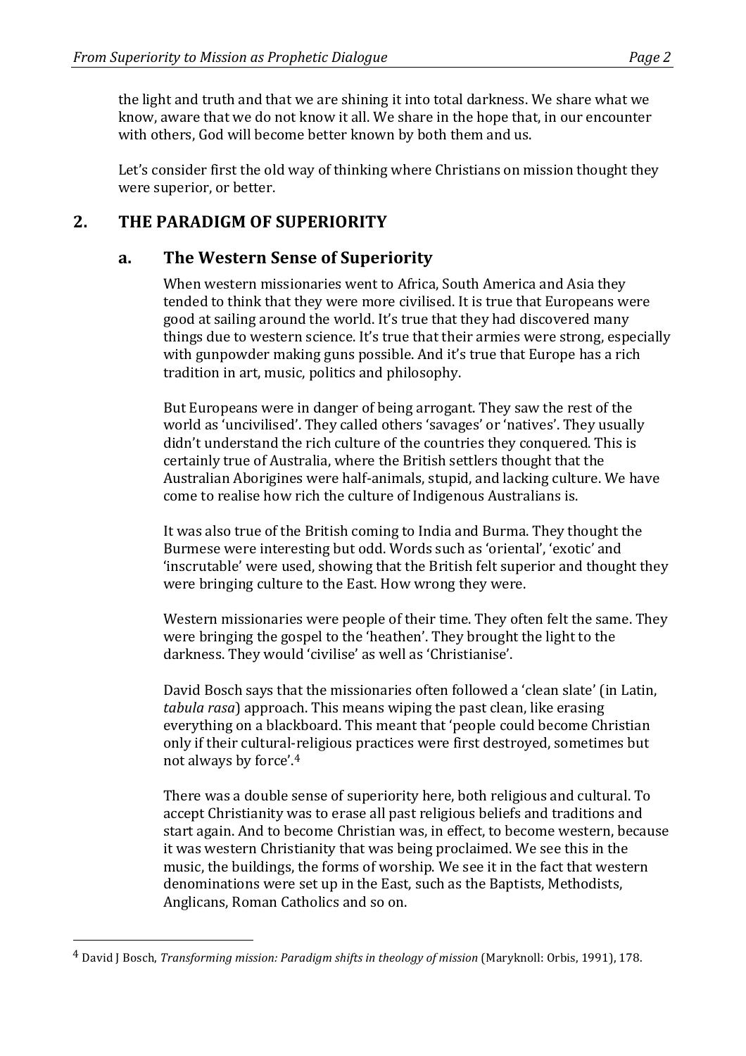the light and truth and that we are shining it into total darkness. We share what we know, aware that we do not know it all. We share in the hope that, in our encounter with others, God will become better known by both them and us.

Let's consider first the old way of thinking where Christians on mission thought they were superior, or better.

## 2. THE PARADIGM OF SUPERIORITY

### a. The Western Sense of Superiority

When western missionaries went to Africa, South America and Asia they tended to think that they were more civilised. It is true that Europeans were good at sailing around the world. It's true that they had discovered many things due to western science. It's true that their armies were strong, especially with gunpowder making guns possible. And it's true that Europe has a rich tradition in art, music, politics and philosophy.

But Europeans were in danger of being arrogant. They saw the rest of the world as 'uncivilised'. They called others 'savages' or 'natives'. They usually didn't understand the rich culture of the countries they conquered. This is certainly true of Australia, where the British settlers thought that the Australian Aborigines were half-animals, stupid, and lacking culture. We have come to realise how rich the culture of Indigenous Australians is.

It was also true of the British coming to India and Burma. They thought the Burmese were interesting but odd. Words such as 'oriental', 'exotic' and 'inscrutable' were used, showing that the British felt superior and thought they were bringing culture to the East. How wrong they were.

Western missionaries were people of their time. They often felt the same. They were bringing the gospel to the 'heathen'. They brought the light to the darkness. They would 'civilise' as well as 'Christianise'.

David Bosch says that the missionaries often followed a 'clean slate' (in Latin, *tabula rasa*) approach. This means wiping the past clean, like erasing everything on a blackboard. This meant that 'people could become Christian only if their cultural-religious practices were first destroyed, sometimes but not always by force'.[4]

There was a double sense of superiority here, both religious and cultural. To accept Christianity was to erase all past religious beliefs and traditions and start again. And to become Christian was, in effect, to become western, because it was western Christianity that was being proclaimed. We see this in the music, the buildings, the forms of worship. We see it in the fact that western denominations were set up in the East, such as the Baptists, Methodists, Anglicans, Roman Catholics and so on.

---

[4] David J Bosch, *Transforming mission: Paradigm shifts in theology of mission* (Maryknoll: Orbis, 1991), 178.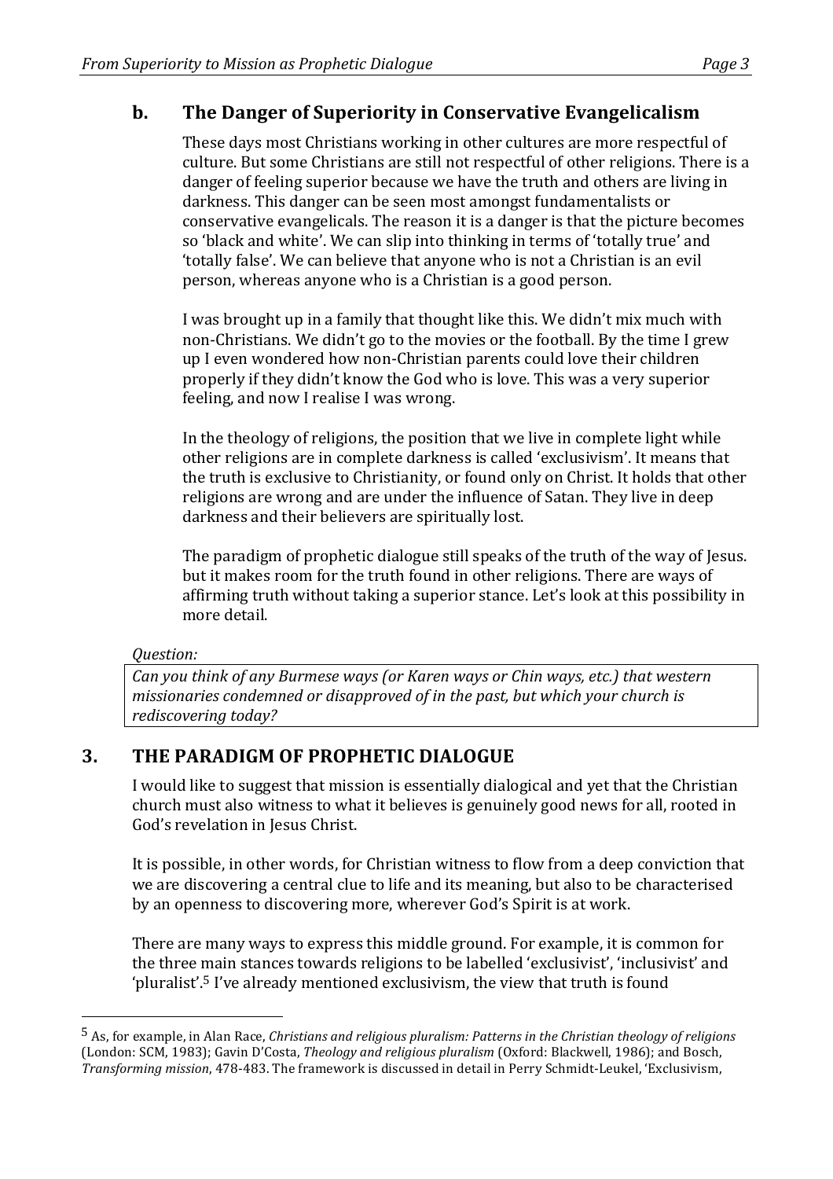## b. The Danger of Superiority in Conservative Evangelicalism

These days most Christians working in other cultures are more respectful of culture. But some Christians are still not respectful of other religions. There is a danger of feeling superior because we have the truth and others are living in darkness. This danger can be seen amongst fundamentalists or conservative evangelicals. The reason it is a danger is that the picture becomes so 'black and white'. We can slip into thinking in terms of 'totally true' and 'totally false'. We can believe that anyone who is not a Christian is an evil person, whereas anyone who is a Christian is a good person.

I was brought up in a family that thought like this. We didn't mix much with non-Christians. We didn't go to the movies or the football. By the time I grew up I even wondered how non-Christian parents could love their children properly if they didn't know the God who is love. This was a very superior feeling, and now I realise I was wrong.

In the theology of religions, the position that we live in complete light while other religions are in complete darkness is called 'exclusivism'. It means that the truth is exclusive to Christianity, or found only on Christ. It holds that other religions are wrong and are under the influence of Satan. They live in deep darkness and their believers are spiritually lost.

The paradigm of prophetic dialogue still speaks of the truth of the way of Jesus. but it makes room for the truth found in other religions. There are ways of affirming truth without taking a superior stance. Let's look at this possibility in more detail.

*Question:*

*Can you think of any Burmese ways (or Karen ways or Chin ways, etc.) that western missionaries condemned or disapproved of in the past, but which your church is rediscovering today?*

# 3. THE PARADIGM OF PROPHETIC DIALOGUE

I would like to suggest that mission is essentially dialogical and yet that the Christian church must also witness to what it believes is genuinely good news for all, rooted in God's revelation in Jesus Christ.

It is possible, in other words, for Christian witness to flow from a deep conviction that we are discovering a central clue to life and its meaning, but also to be characterised by an openness to discovering more, wherever God's Spirit is at work.

There are many ways to express this middle ground. For example, it is common for the three main stances towards religions to be labelled 'exclusivist', 'inclusivist' and 'pluralist'.[5] I've already mentioned exclusivism, the view that truth is found

---

[5] As, for example, in Alan Race, *Christians and religious pluralism: Patterns in the Christian theology of religions* (London: SCM, 1983); Gavin D'Costa, *Theology and religious pluralism* (Oxford: Blackwell, 1986); and Bosch, *Transforming mission*, 478-483. The framework is discussed in detail in Perry Schmidt-Leukel, 'Exclusivism,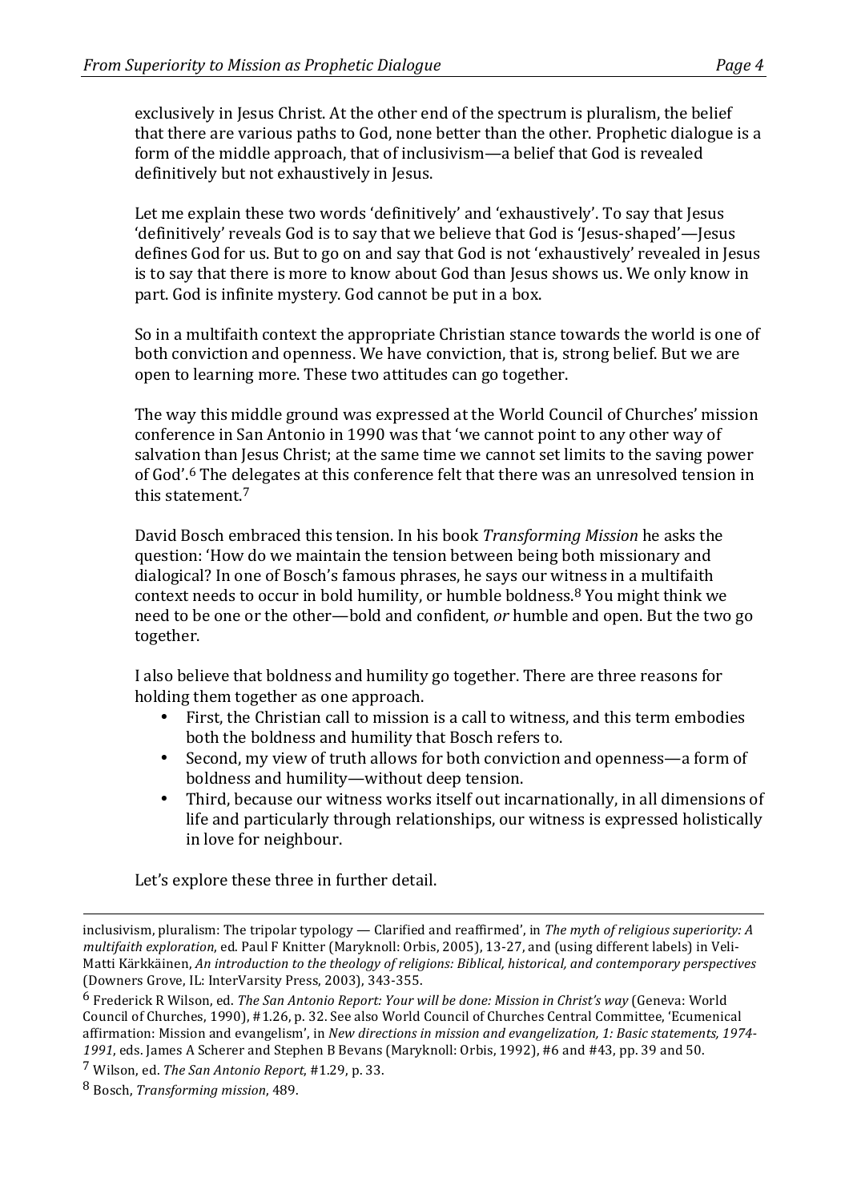exclusively in Jesus Christ. At the other end of the spectrum is pluralism, the belief that there are various paths to God, none better than the other. Prophetic dialogue is a form of the middle approach, that of inclusivism—a belief that God is revealed definitively but not exhaustively in Jesus.

Let me explain these two words 'definitively' and 'exhaustively'. To say that Jesus 'definitively' reveals God is to say that we believe that God is 'Jesus-shaped'—Jesus defines God for us. But to go on and say that God is not 'exhaustively' revealed in Jesus is to say that there is more to know about God than Jesus shows us. We only know in part. God is infinite mystery. God cannot be put in a box.

So in a multifaith context the appropriate Christian stance towards the world is one of both conviction and openness. We have conviction, that is, strong belief. But we are open to learning more. These two attitudes can go together.

The way this middle ground was expressed at the World Council of Churches' mission conference in San Antonio in 1990 was that 'we cannot point to any other way of salvation than Jesus Christ; at the same time we cannot set limits to the saving power of God'.[6] The delegates at this conference felt that there was an unresolved tension in this statement.[7]

David Bosch embraced this tension. In his book *Transforming Mission* he asks the question: 'How do we maintain the tension between being both missionary and dialogical? In one of Bosch's famous phrases, he says our witness in a multifaith context needs to occur in bold humility, or humble boldness.[8] You might think we need to be one or the other—bold and confident, *or* humble and open. But the two go together.

I also believe that boldness and humility go together. There are three reasons for holding them together as one approach.

- First, the Christian call to mission is a call to witness, and this term embodies both the boldness and humility that Bosch refers to.
- Second, my view of truth allows for both conviction and openness—a form of boldness and humility—without deep tension.
- Third, because our witness works itself out incarnationally, in all dimensions of life and particularly through relationships, our witness is expressed holistically in love for neighbour.

Let's explore these three in further detail.

---

inclusivism, pluralism: The tripolar typology — Clarified and reaffirmed', in *The myth of religious superiority: A multifaith exploration*, ed. Paul F Knitter (Maryknoll: Orbis, 2005), 13-27, and (using different labels) in Veli-Matti Kärkkäinen, *An introduction to the theology of religions: Biblical, historical, and contemporary perspectives* (Downers Grove, IL: InterVarsity Press, 2003), 343-355.

[6] Frederick R Wilson, ed. *The San Antonio Report: Your will be done: Mission in Christ's way* (Geneva: World Council of Churches, 1990), #1.26, p. 32. See also World Council of Churches Central Committee, 'Ecumenical affirmation: Mission and evangelism', in *New directions in mission and evangelization, 1: Basic statements, 1974-1991*, eds. James A Scherer and Stephen B Bevans (Maryknoll: Orbis, 1992), #6 and #43, pp. 39 and 50.

[7] Wilson, ed. *The San Antonio Report*, #1.29, p. 33.

[8] Bosch, *Transforming mission*, 489.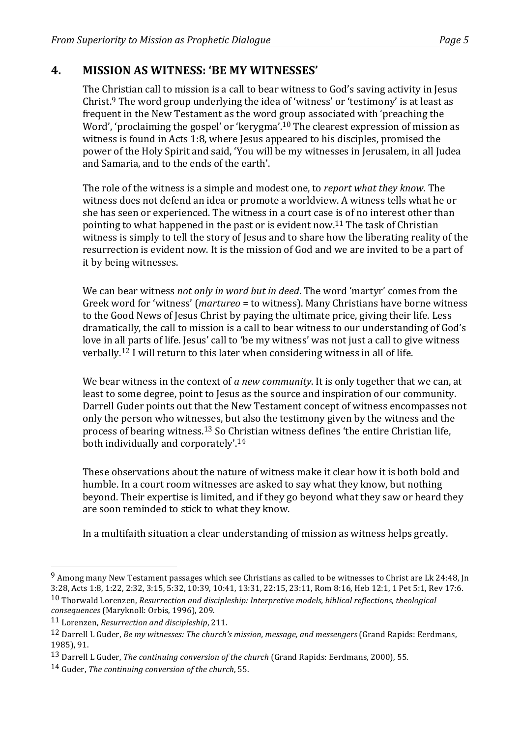## 4. MISSION AS WITNESS: 'BE MY WITNESSES'

The Christian call to mission is a call to bear witness to God's saving activity in Jesus Christ.[9] The word group underlying the idea of 'witness' or 'testimony' is at least as frequent in the New Testament as the word group associated with 'preaching the Word', 'proclaiming the gospel' or 'kerygma'.[10] The clearest expression of mission as witness is found in Acts 1:8, where Jesus appeared to his disciples, promised the power of the Holy Spirit and said, 'You will be my witnesses in Jerusalem, in all Judea and Samaria, and to the ends of the earth'.

The role of the witness is a simple and modest one, to *report what they know*. The witness does not defend an idea or promote a worldview. A witness tells what he or she has seen or experienced. The witness in a court case is of no interest other than pointing to what happened in the past or is evident now.[11] The task of Christian witness is simply to tell the story of Jesus and to share how the liberating reality of the resurrection is evident now. It is the mission of God and we are invited to be a part of it by being witnesses.

We can bear witness *not only in word but in deed*. The word 'martyr' comes from the Greek word for 'witness' (*martureo* = to witness). Many Christians have borne witness to the Good News of Jesus Christ by paying the ultimate price, giving their life. Less dramatically, the call to mission is a call to bear witness to our understanding of God's love in all parts of life. Jesus' call to 'be my witness' was not just a call to give witness verbally.[12] I will return to this later when considering witness in all of life.

We bear witness in the context of *a new community*. It is only together that we can, at least to some degree, point to Jesus as the source and inspiration of our community. Darrell Guder points out that the New Testament concept of witness encompasses not only the person who witnesses, but also the testimony given by the witness and the process of bearing witness.[13] So Christian witness defines 'the entire Christian life, both individually and corporately'.[14]

These observations about the nature of witness make it clear how it is both bold and humble. In a court room witnesses are asked to say what they know, but nothing beyond. Their expertise is limited, and if they go beyond what they saw or heard they are soon reminded to stick to what they know.

In a multifaith situation a clear understanding of mission as witness helps greatly.

---

[9] Among many New Testament passages which see Christians as called to be witnesses to Christ are Lk 24:48, Jn 3:28, Acts 1:8, 1:22, 2:32, 3:15, 5:32, 10:39, 10:41, 13:31, 22:15, 23:11, Rom 8:16, Heb 12:1, 1 Pet 5:1, Rev 17:6.

[10] Thorwald Lorenzen, *Resurrection and discipleship: Interpretive models, biblical reflections, theological consequences* (Maryknoll: Orbis, 1996), 209.

[11] Lorenzen, *Resurrection and discipleship*, 211.

[12] Darrell L Guder, *Be my witnesses: The church's mission, message, and messengers* (Grand Rapids: Eerdmans, 1985), 91.

[13] Darrell L Guder, *The continuing conversion of the church* (Grand Rapids: Eerdmans, 2000), 55.

[14] Guder, *The continuing conversion of the church*, 55.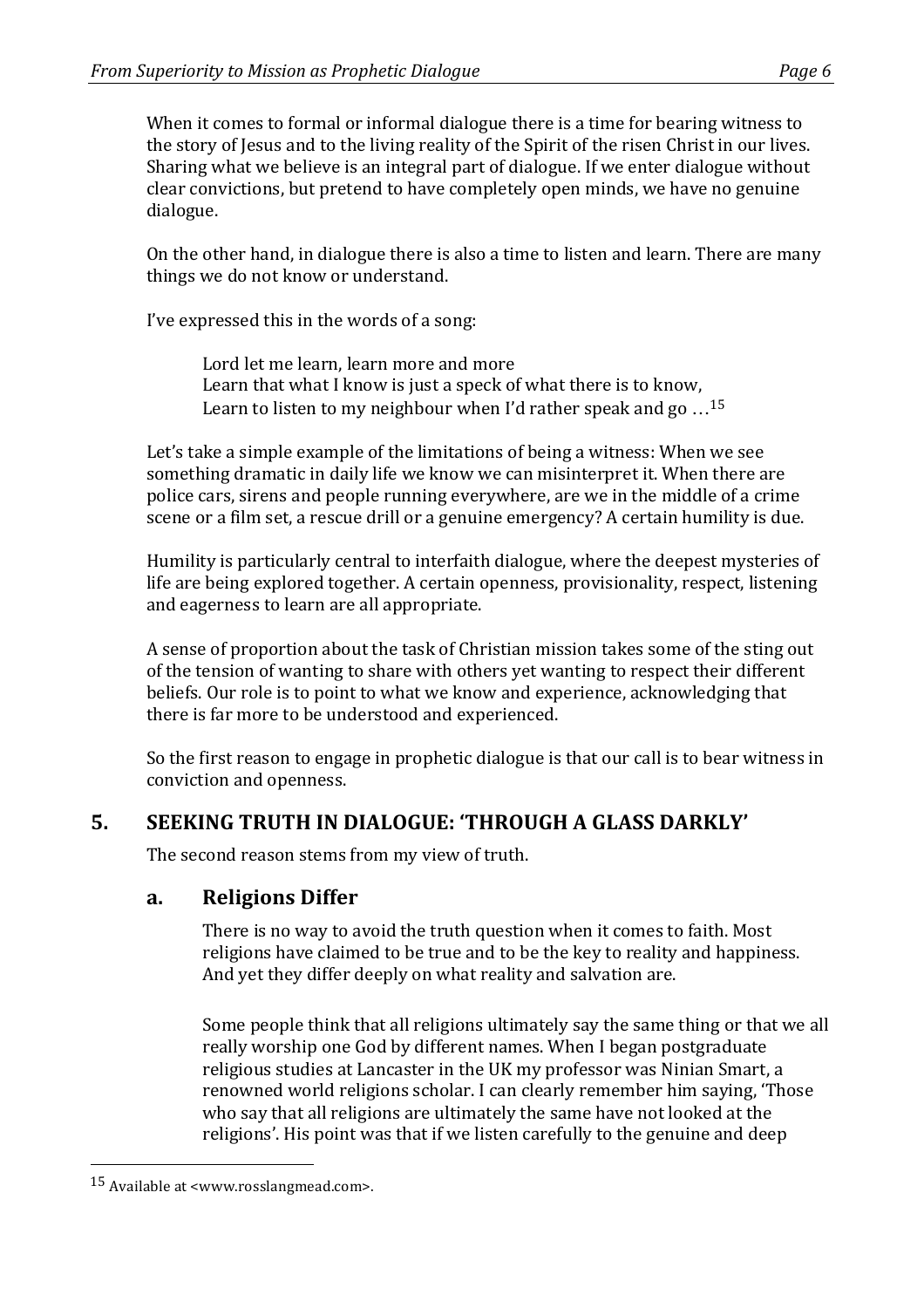When it comes to formal or informal dialogue there is a time for bearing witness to the story of Jesus and to the living reality of the Spirit of the risen Christ in our lives. Sharing what we believe is an integral part of dialogue. If we enter dialogue without clear convictions, but pretend to have completely open minds, we have no genuine dialogue.

On the other hand, in dialogue there is also a time to listen and learn. There are many things we do not know or understand.

I've expressed this in the words of a song:

> Lord let me learn, learn more and more
> Learn that what I know is just a speck of what there is to know,
> Learn to listen to my neighbour when I'd rather speak and go …[15]

Let's take a simple example of the limitations of being a witness: When we see something dramatic in daily life we know we can misinterpret it. When there are police cars, sirens and people running everywhere, are we in the middle of a crime scene or a film set, a rescue drill or a genuine emergency? A certain humility is due.

Humility is particularly central to interfaith dialogue, where the deepest mysteries of life are being explored together. A certain openness, provisionality, respect, listening and eagerness to learn are all appropriate.

A sense of proportion about the task of Christian mission takes some of the sting out of the tension of wanting to share with others yet wanting to respect their different beliefs. Our role is to point to what we know and experience, acknowledging that there is far more to be understood and experienced.

So the first reason to engage in prophetic dialogue is that our call is to bear witness in conviction and openness.

## 5. SEEKING TRUTH IN DIALOGUE: 'THROUGH A GLASS DARKLY'

The second reason stems from my view of truth.

### a. Religions Differ

There is no way to avoid the truth question when it comes to faith. Most religions have claimed to be true and to be the key to reality and happiness. And yet they differ deeply on what reality and salvation are.

Some people think that all religions ultimately say the same thing or that we all really worship one God by different names. When I began postgraduate religious studies at Lancaster in the UK my professor was Ninian Smart, a renowned world religions scholar. I can clearly remember him saying, 'Those who say that all religions are ultimately the same have not looked at the religions'. His point was that if we listen carefully to the genuine and deep

---

[15] Available at <www.rosslangmead.com>.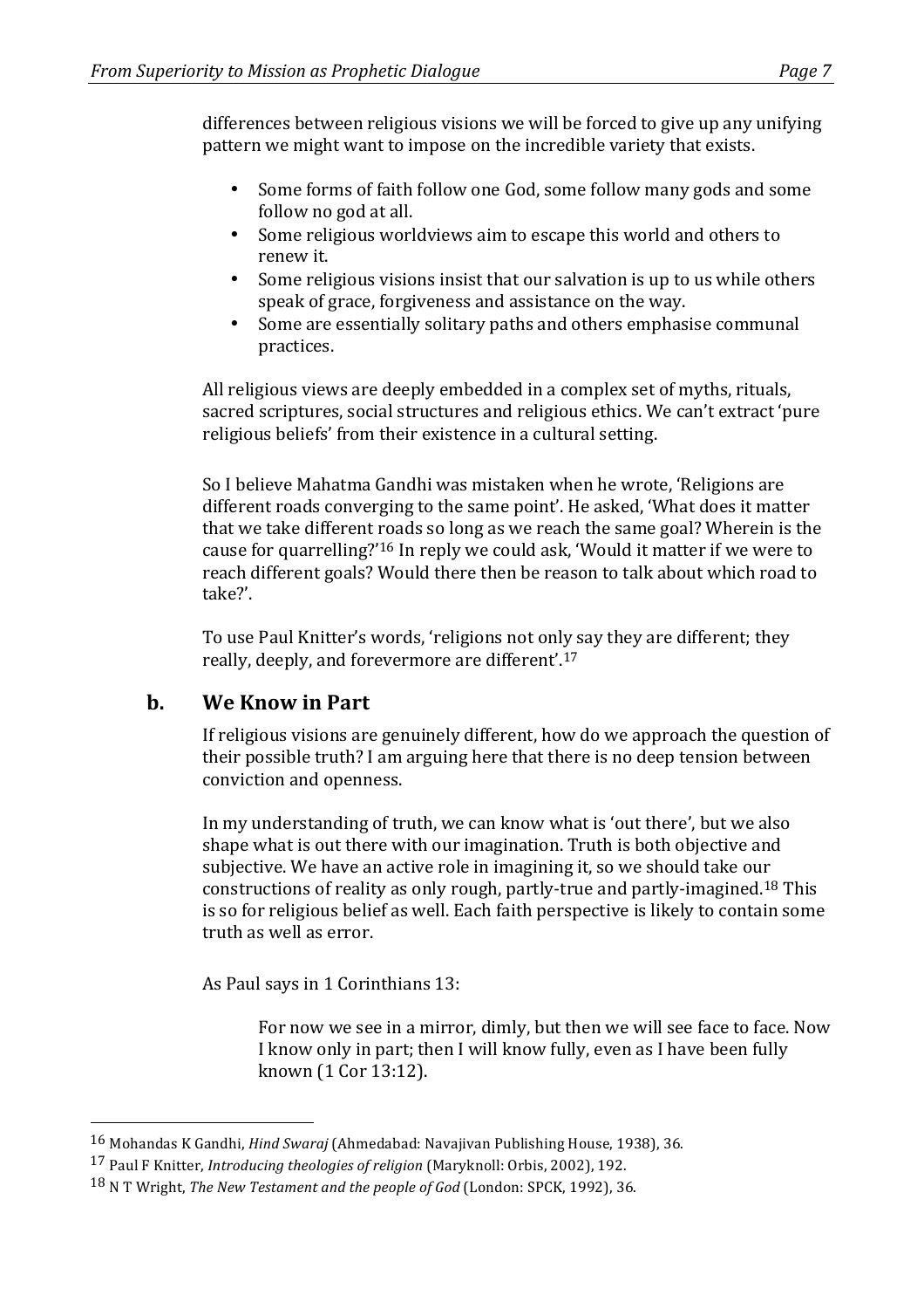differences between religious visions we will be forced to give up any unifying pattern we might want to impose on the incredible variety that exists.

- Some forms of faith follow one God, some follow many gods and some follow no god at all.
- Some religious worldviews aim to escape this world and others to renew it.
- Some religious visions insist that our salvation is up to us while others speak of grace, forgiveness and assistance on the way.
- Some are essentially solitary paths and others emphasise communal practices.

All religious views are deeply embedded in a complex set of myths, rituals, sacred scriptures, social structures and religious ethics. We can't extract 'pure religious beliefs' from their existence in a cultural setting.

So I believe Mahatma Gandhi was mistaken when he wrote, 'Religions are different roads converging to the same point'. He asked, 'What does it matter that we take different roads so long as we reach the same goal? Wherein is the cause for quarrelling?'[16] In reply we could ask, 'Would it matter if we were to reach different goals? Would there then be reason to talk about which road to take?'.

To use Paul Knitter's words, 'religions not only say they are different; they really, deeply, and forevermore are different'.[17]

## b. We Know in Part

If religious visions are genuinely different, how do we approach the question of their possible truth? I am arguing here that there is no deep tension between conviction and openness.

In my understanding of truth, we can know what is 'out there', but we also shape what is out there with our imagination. Truth is both objective and subjective. We have an active role in imagining it, so we should take our constructions of reality as only rough, partly-true and partly-imagined.[18] This is so for religious belief as well. Each faith perspective is likely to contain some truth as well as error.

As Paul says in 1 Corinthians 13:

> For now we see in a mirror, dimly, but then we will see face to face. Now I know only in part; then I will know fully, even as I have been fully known (1 Cor 13:12).

---

[16] Mohandas K Gandhi, *Hind Swaraj* (Ahmedabad: Navajivan Publishing House, 1938), 36.

[17] Paul F Knitter, *Introducing theologies of religion* (Maryknoll: Orbis, 2002), 192.

[18] N T Wright, *The New Testament and the people of God* (London: SPCK, 1992), 36.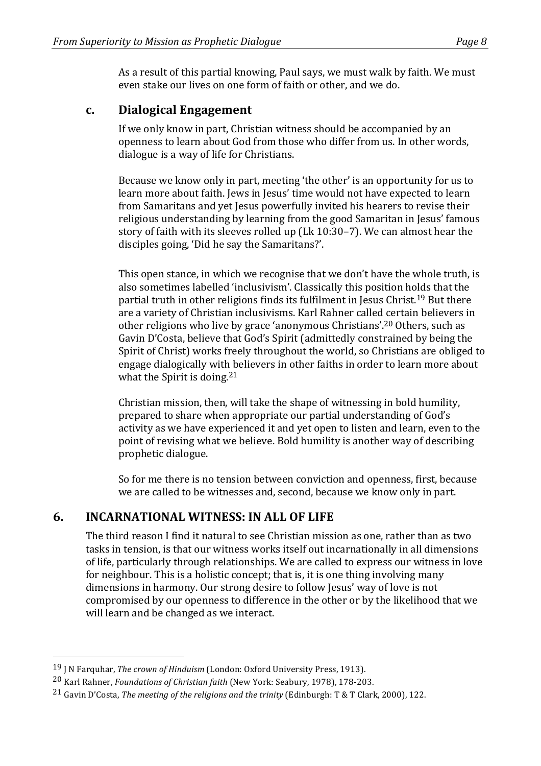As a result of this partial knowing, Paul says, we must walk by faith. We must even stake our lives on one form of faith or other, and we do.

### c. Dialogical Engagement

If we only know in part, Christian witness should be accompanied by an openness to learn about God from those who differ from us. In other words, dialogue is a way of life for Christians.

Because we know only in part, meeting 'the other' is an opportunity for us to learn more about faith. Jews in Jesus' time would not have expected to learn from Samaritans and yet Jesus powerfully invited his hearers to revise their religious understanding by learning from the good Samaritan in Jesus' famous story of faith with its sleeves rolled up (Lk 10:30–7). We can almost hear the disciples going, 'Did he say the Samaritans?'.

This open stance, in which we recognise that we don't have the whole truth, is also sometimes labelled 'inclusivism'. Classically this position holds that the partial truth in other religions finds its fulfilment in Jesus Christ.[19] But there are a variety of Christian inclusivisms. Karl Rahner called certain believers in other religions who live by grace 'anonymous Christians'.[20] Others, such as Gavin D'Costa, believe that God's Spirit (admittedly constrained by being the Spirit of Christ) works freely throughout the world, so Christians are obliged to engage dialogically with believers in other faiths in order to learn more about what the Spirit is doing.[21]

Christian mission, then, will take the shape of witnessing in bold humility, prepared to share when appropriate our partial understanding of God's activity as we have experienced it and yet open to listen and learn, even to the point of revising what we believe. Bold humility is another way of describing prophetic dialogue.

So for me there is no tension between conviction and openness, first, because we are called to be witnesses and, second, because we know only in part.

## 6. INCARNATIONAL WITNESS: IN ALL OF LIFE

The third reason I find it natural to see Christian mission as one, rather than as two tasks in tension, is that our witness works itself out incarnationally in all dimensions of life, particularly through relationships. We are called to express our witness in love for neighbour. This is a holistic concept; that is, it is one thing involving many dimensions in harmony. Our strong desire to follow Jesus' way of love is not compromised by our openness to difference in the other or by the likelihood that we will learn and be changed as we interact.

---

[19] J N Farquhar, *The crown of Hinduism* (London: Oxford University Press, 1913).

[20] Karl Rahner, *Foundations of Christian faith* (New York: Seabury, 1978), 178-203.

[21] Gavin D'Costa, *The meeting of the religions and the trinity* (Edinburgh: T & T Clark, 2000), 122.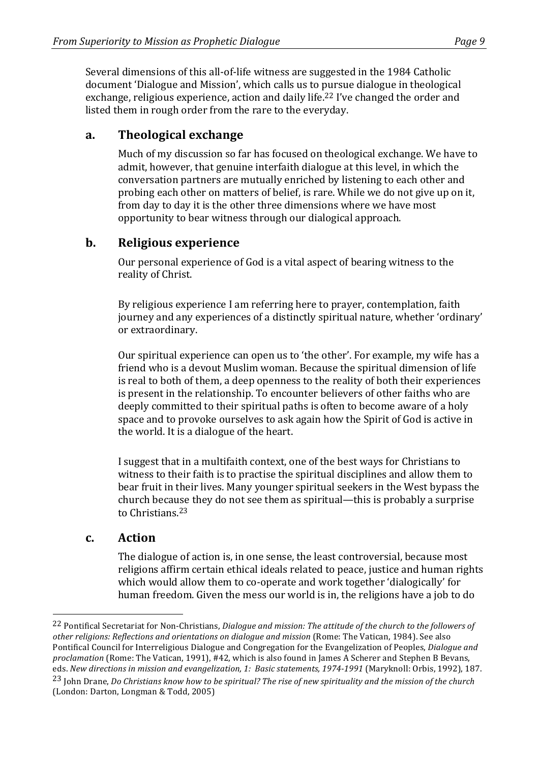Several dimensions of this all-of-life witness are suggested in the 1984 Catholic document 'Dialogue and Mission', which calls us to pursue dialogue in theological exchange, religious experience, action and daily life.[22] I've changed the order and listed them in rough order from the rare to the everyday.

## a. Theological exchange

Much of my discussion so far has focused on theological exchange. We have to admit, however, that genuine interfaith dialogue at this level, in which the conversation partners are mutually enriched by listening to each other and probing each other on matters of belief, is rare. While we do not give up on it, from day to day it is the other three dimensions where we have most opportunity to bear witness through our dialogical approach.

## b. Religious experience

Our personal experience of God is a vital aspect of bearing witness to the reality of Christ.

By religious experience I am referring here to prayer, contemplation, faith journey and any experiences of a distinctly spiritual nature, whether 'ordinary' or extraordinary.

Our spiritual experience can open us to 'the other'. For example, my wife has a friend who is a devout Muslim woman. Because the spiritual dimension of life is real to both of them, a deep openness to the reality of both their experiences is present in the relationship. To encounter believers of other faiths who are deeply committed to their spiritual paths is often to become aware of a holy space and to provoke ourselves to ask again how the Spirit of God is active in the world. It is a dialogue of the heart.

I suggest that in a multifaith context, one of the best ways for Christians to witness to their faith is to practise the spiritual disciplines and allow them to bear fruit in their lives. Many younger spiritual seekers in the West bypass the church because they do not see them as spiritual—this is probably a surprise to Christians.[23]

## c. Action

The dialogue of action is, in one sense, the least controversial, because most religions affirm certain ethical ideals related to peace, justice and human rights which would allow them to co-operate and work together 'dialogically' for human freedom. Given the mess our world is in, the religions have a job to do

---

[22] Pontifical Secretariat for Non-Christians, *Dialogue and mission: The attitude of the church to the followers of other religions: Reflections and orientations on dialogue and mission* (Rome: The Vatican, 1984). See also Pontifical Council for Interreligious Dialogue and Congregation for the Evangelization of Peoples, *Dialogue and proclamation* (Rome: The Vatican, 1991), #42, which is also found in James A Scherer and Stephen B Bevans, eds. *New directions in mission and evangelization, 1: Basic statements, 1974-1991* (Maryknoll: Orbis, 1992), 187.

[23] John Drane, *Do Christians know how to be spiritual? The rise of new spirituality and the mission of the church* (London: Darton, Longman & Todd, 2005)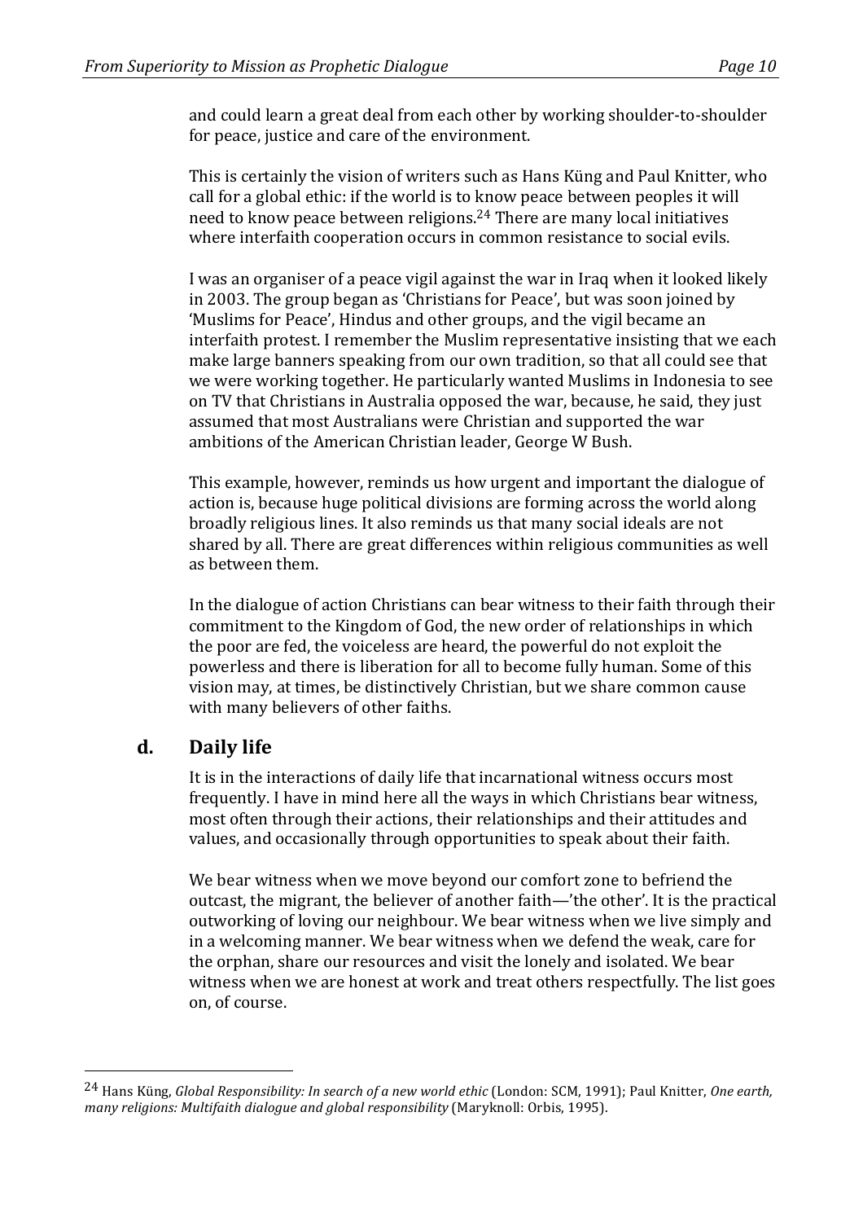and could learn a great deal from each other by working shoulder-to-shoulder for peace, justice and care of the environment.

This is certainly the vision of writers such as Hans Küng and Paul Knitter, who call for a global ethic: if the world is to know peace between peoples it will need to know peace between religions.[24] There are many local initiatives where interfaith cooperation occurs in common resistance to social evils.

I was an organiser of a peace vigil against the war in Iraq when it looked likely in 2003. The group began as 'Christians for Peace', but was soon joined by 'Muslims for Peace', Hindus and other groups, and the vigil became an interfaith protest. I remember the Muslim representative insisting that we each make large banners speaking from our own tradition, so that all could see that we were working together. He particularly wanted Muslims in Indonesia to see on TV that Christians in Australia opposed the war, because, he said, they just assumed that most Australians were Christian and supported the war ambitions of the American Christian leader, George W Bush.

This example, however, reminds us how urgent and important the dialogue of action is, because huge political divisions are forming across the world along broadly religious lines. It also reminds us that many social ideals are not shared by all. There are great differences within religious communities as well as between them.

In the dialogue of action Christians can bear witness to their faith through their commitment to the Kingdom of God, the new order of relationships in which the poor are fed, the voiceless are heard, the powerful do not exploit the powerless and there is liberation for all to become fully human. Some of this vision may, at times, be distinctively Christian, but we share common cause with many believers of other faiths.

## d. Daily life

It is in the interactions of daily life that incarnational witness occurs most frequently. I have in mind here all the ways in which Christians bear witness, most often through their actions, their relationships and their attitudes and values, and occasionally through opportunities to speak about their faith.

We bear witness when we move beyond our comfort zone to befriend the outcast, the migrant, the believer of another faith—'the other'. It is the practical outworking of loving our neighbour. We bear witness when we live simply and in a welcoming manner. We bear witness when we defend the weak, care for the orphan, share our resources and visit the lonely and isolated. We bear witness when we are honest at work and treat others respectfully. The list goes on, of course.

---

[24] Hans Küng, *Global Responsibility: In search of a new world ethic* (London: SCM, 1991); Paul Knitter, *One earth, many religions: Multifaith dialogue and global responsibility* (Maryknoll: Orbis, 1995).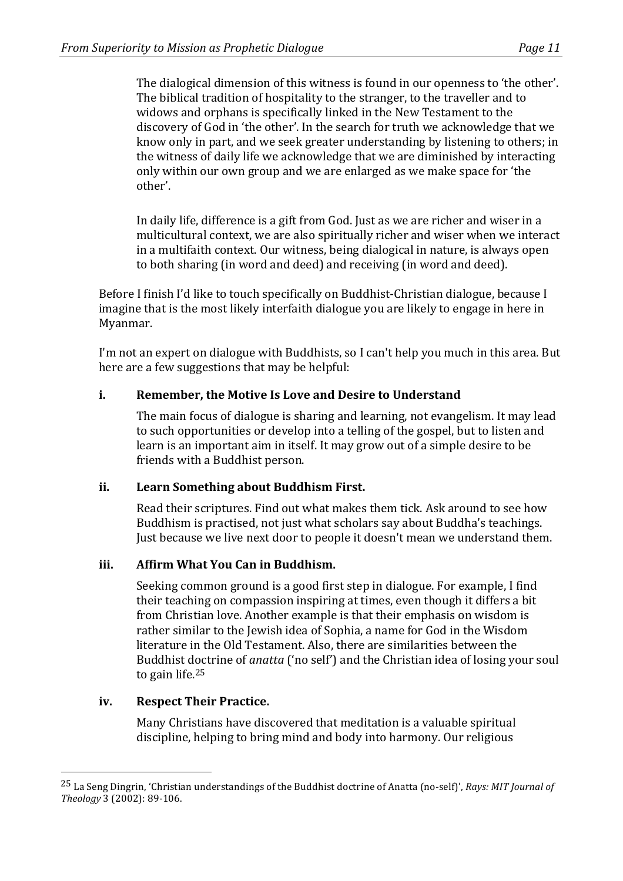The dialogical dimension of this witness is found in our openness to 'the other'. The biblical tradition of hospitality to the stranger, to the traveller and to widows and orphans is specifically linked in the New Testament to the discovery of God in 'the other'. In the search for truth we acknowledge that we know only in part, and we seek greater understanding by listening to others; in the witness of daily life we acknowledge that we are diminished by interacting only within our own group and we are enlarged as we make space for 'the other'.

In daily life, difference is a gift from God. Just as we are richer and wiser in a multicultural context, we are also spiritually richer and wiser when we interact in a multifaith context. Our witness, being dialogical in nature, is always open to both sharing (in word and deed) and receiving (in word and deed).

Before I finish I'd like to touch specifically on Buddhist-Christian dialogue, because I imagine that is the most likely interfaith dialogue you are likely to engage in here in Myanmar.

I'm not an expert on dialogue with Buddhists, so I can't help you much in this area. But here are a few suggestions that may be helpful:

**i. Remember, the Motive Is Love and Desire to Understand**

The main focus of dialogue is sharing and learning, not evangelism. It may lead to such opportunities or develop into a telling of the gospel, but to listen and learn is an important aim in itself. It may grow out of a simple desire to be friends with a Buddhist person.

**ii. Learn Something about Buddhism First.**

Read their scriptures. Find out what makes them tick. Ask around to see how Buddhism is practised, not just what scholars say about Buddha's teachings. Just because we live next door to people it doesn't mean we understand them.

**iii. Affirm What You Can in Buddhism.**

Seeking common ground is a good first step in dialogue. For example, I find their teaching on compassion inspiring at times, even though it differs a bit from Christian love. Another example is that their emphasis on wisdom is rather similar to the Jewish idea of Sophia, a name for God in the Wisdom literature in the Old Testament. Also, there are similarities between the Buddhist doctrine of *anatta* ('no self') and the Christian idea of losing your soul to gain life.[25]

**iv. Respect Their Practice.**

Many Christians have discovered that meditation is a valuable spiritual discipline, helping to bring mind and body into harmony. Our religious

---

[25] La Seng Dingrin, 'Christian understandings of the Buddhist doctrine of Anatta (no-self)', *Rays: MIT Journal of Theology* 3 (2002): 89-106.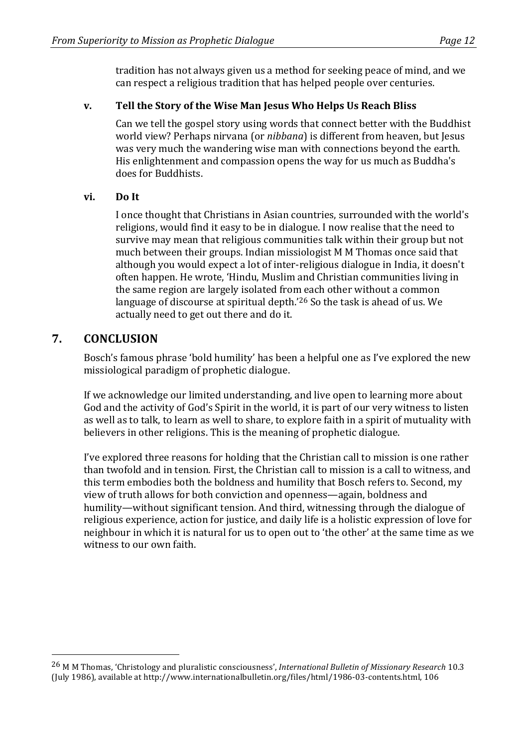tradition has not always given us a method for seeking peace of mind, and we can respect a religious tradition that has helped people over centuries.

### v. Tell the Story of the Wise Man Jesus Who Helps Us Reach Bliss

Can we tell the gospel story using words that connect better with the Buddhist world view? Perhaps nirvana (or *nibbana*) is different from heaven, but Jesus was very much the wandering wise man with connections beyond the earth. His enlightenment and compassion opens the way for us much as Buddha's does for Buddhists.

### vi. Do It

I once thought that Christians in Asian countries, surrounded with the world's religions, would find it easy to be in dialogue. I now realise that the need to survive may mean that religious communities talk within their group but not much between their groups. Indian missiologist M M Thomas once said that although you would expect a lot of inter-religious dialogue in India, it doesn't often happen. He wrote, 'Hindu, Muslim and Christian communities living in the same region are largely isolated from each other without a common language of discourse at spiritual depth.'[26] So the task is ahead of us. We actually need to get out there and do it.

## 7. CONCLUSION

Bosch's famous phrase 'bold humility' has been a helpful one as I've explored the new missiological paradigm of prophetic dialogue.

If we acknowledge our limited understanding, and live open to learning more about God and the activity of God's Spirit in the world, it is part of our very witness to listen as well as to talk, to learn as well to share, to explore faith in a spirit of mutuality with believers in other religions. This is the meaning of prophetic dialogue.

I've explored three reasons for holding that the Christian call to mission is one rather than twofold and in tension. First, the Christian call to mission is a call to witness, and this term embodies both the boldness and humility that Bosch refers to. Second, my view of truth allows for both conviction and openness—again, boldness and humility—without significant tension. And third, witnessing through the dialogue of religious experience, action for justice, and daily life is a holistic expression of love for neighbour in which it is natural for us to open out to 'the other' at the same time as we witness to our own faith.

---

[26] M M Thomas, 'Christology and pluralistic consciousness', *International Bulletin of Missionary Research* 10.3 (July 1986), available at http://www.internationalbulletin.org/files/html/1986-03-contents.html, 106